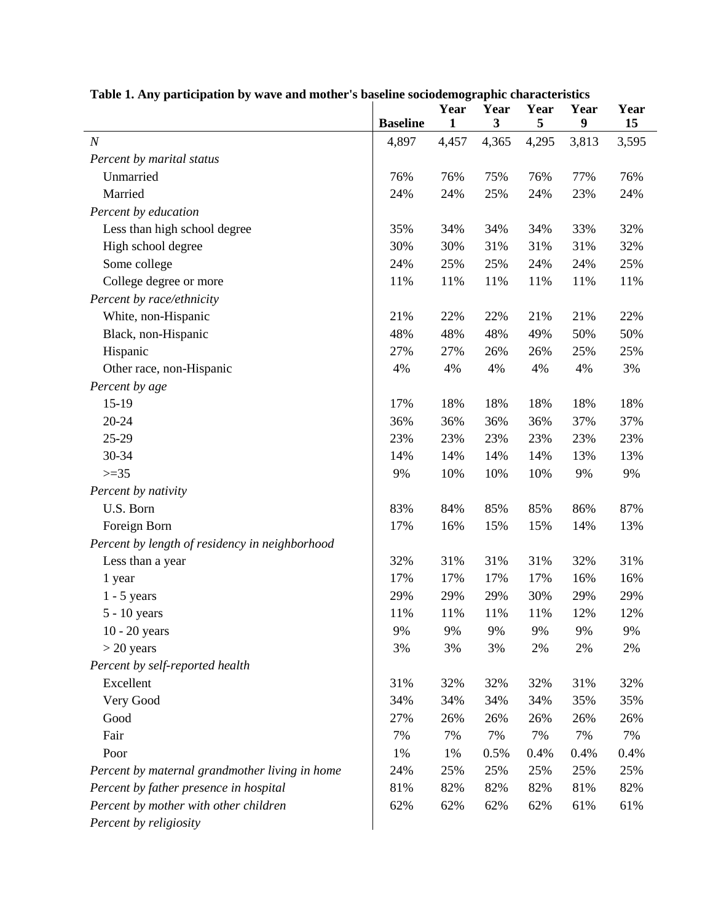**Table 1. Any participation by wave and mother's baseline sociodemographic characteristics**

| | Baseline | Year 1 | Year 3 | Year 5 | Year 9 | Year 15 |
|---|---|---|---|---|---|---|
| *N* | 4,897 | 4,457 | 4,365 | 4,295 | 3,813 | 3,595 |
| *Percent by marital status* | | | | | | |
| Unmarried | 76% | 76% | 75% | 76% | 77% | 76% |
| Married | 24% | 24% | 25% | 24% | 23% | 24% |
| *Percent by education* | | | | | | |
| Less than high school degree | 35% | 34% | 34% | 34% | 33% | 32% |
| High school degree | 30% | 30% | 31% | 31% | 31% | 32% |
| Some college | 24% | 25% | 25% | 24% | 24% | 25% |
| College degree or more | 11% | 11% | 11% | 11% | 11% | 11% |
| *Percent by race/ethnicity* | | | | | | |
| White, non-Hispanic | 21% | 22% | 22% | 21% | 21% | 22% |
| Black, non-Hispanic | 48% | 48% | 48% | 49% | 50% | 50% |
| Hispanic | 27% | 27% | 26% | 26% | 25% | 25% |
| Other race, non-Hispanic | 4% | 4% | 4% | 4% | 4% | 3% |
| *Percent by age* | | | | | | |
| 15-19 | 17% | 18% | 18% | 18% | 18% | 18% |
| 20-24 | 36% | 36% | 36% | 36% | 37% | 37% |
| 25-29 | 23% | 23% | 23% | 23% | 23% | 23% |
| 30-34 | 14% | 14% | 14% | 14% | 13% | 13% |
| >=35 | 9% | 10% | 10% | 10% | 9% | 9% |
| *Percent by nativity* | | | | | | |
| U.S. Born | 83% | 84% | 85% | 85% | 86% | 87% |
| Foreign Born | 17% | 16% | 15% | 15% | 14% | 13% |
| *Percent by length of residency in neighborhood* | | | | | | |
| Less than a year | 32% | 31% | 31% | 31% | 32% | 31% |
| 1 year | 17% | 17% | 17% | 17% | 16% | 16% |
| 1 - 5 years | 29% | 29% | 29% | 30% | 29% | 29% |
| 5 - 10 years | 11% | 11% | 11% | 11% | 12% | 12% |
| 10 - 20 years | 9% | 9% | 9% | 9% | 9% | 9% |
| > 20 years | 3% | 3% | 3% | 2% | 2% | 2% |
| *Percent by self-reported health* | | | | | | |
| Excellent | 31% | 32% | 32% | 32% | 31% | 32% |
| Very Good | 34% | 34% | 34% | 34% | 35% | 35% |
| Good | 27% | 26% | 26% | 26% | 26% | 26% |
| Fair | 7% | 7% | 7% | 7% | 7% | 7% |
| Poor | 1% | 1% | 0.5% | 0.4% | 0.4% | 0.4% |
| *Percent by maternal grandmother living in home* | 24% | 25% | 25% | 25% | 25% | 25% |
| *Percent by father presence in hospital* | 81% | 82% | 82% | 82% | 81% | 82% |
| *Percent by mother with other children* | 62% | 62% | 62% | 62% | 61% | 61% |
| *Percent by religiosity* | | | | | | |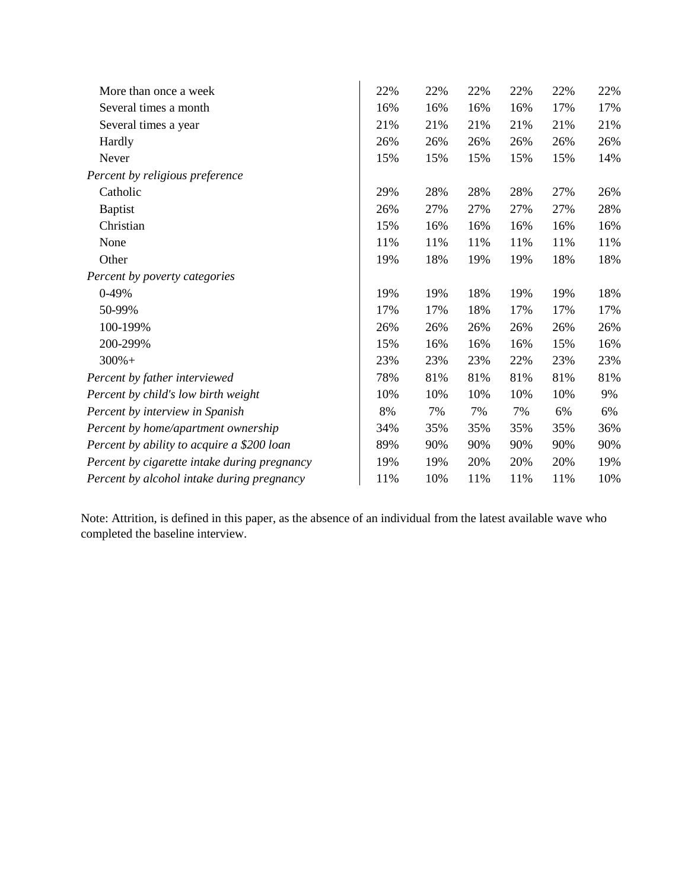| | | | | | | |
|---|---|---|---|---|---|---|
| More than once a week | 22% | 22% | 22% | 22% | 22% | 22% |
| Several times a month | 16% | 16% | 16% | 16% | 17% | 17% |
| Several times a year | 21% | 21% | 21% | 21% | 21% | 21% |
| Hardly | 26% | 26% | 26% | 26% | 26% | 26% |
| Never | 15% | 15% | 15% | 15% | 15% | 14% |
| *Percent by religious preference* | | | | | | |
| Catholic | 29% | 28% | 28% | 28% | 27% | 26% |
| Baptist | 26% | 27% | 27% | 27% | 27% | 28% |
| Christian | 15% | 16% | 16% | 16% | 16% | 16% |
| None | 11% | 11% | 11% | 11% | 11% | 11% |
| Other | 19% | 18% | 19% | 19% | 18% | 18% |
| *Percent by poverty categories* | | | | | | |
| 0-49% | 19% | 19% | 18% | 19% | 19% | 18% |
| 50-99% | 17% | 17% | 18% | 17% | 17% | 17% |
| 100-199% | 26% | 26% | 26% | 26% | 26% | 26% |
| 200-299% | 15% | 16% | 16% | 16% | 15% | 16% |
| 300%+ | 23% | 23% | 23% | 22% | 23% | 23% |
| *Percent by father interviewed* | 78% | 81% | 81% | 81% | 81% | 81% |
| *Percent by child's low birth weight* | 10% | 10% | 10% | 10% | 10% | 9% |
| *Percent by interview in Spanish* | 8% | 7% | 7% | 7% | 6% | 6% |
| *Percent by home/apartment ownership* | 34% | 35% | 35% | 35% | 35% | 36% |
| *Percent by ability to acquire a $200 loan* | 89% | 90% | 90% | 90% | 90% | 90% |
| *Percent by cigarette intake during pregnancy* | 19% | 19% | 20% | 20% | 20% | 19% |
| *Percent by alcohol intake during pregnancy* | 11% | 10% | 11% | 11% | 11% | 10% |

Note: Attrition, is defined in this paper, as the absence of an individual from the latest available wave who completed the baseline interview.